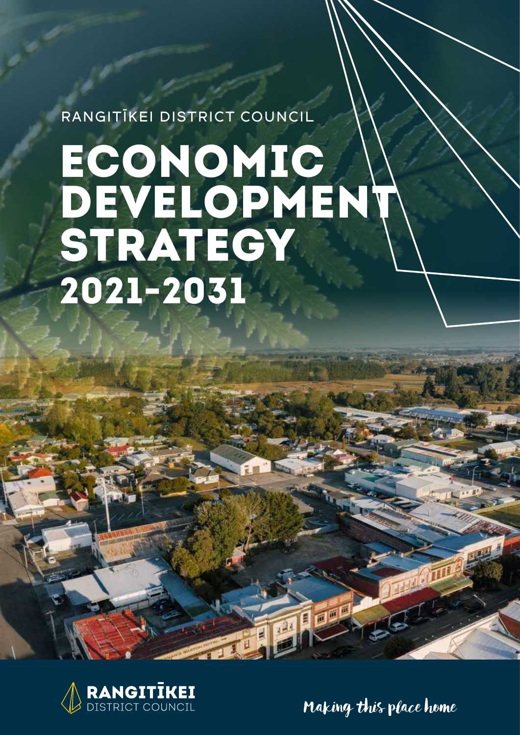RANGITĪKEI DISTRICT COUNCIL

# ECONOMIC DEVELOPMENT STRATEGY 2021-2031

RANGITĪKEI DISTRICT COUNCIL

Making this place home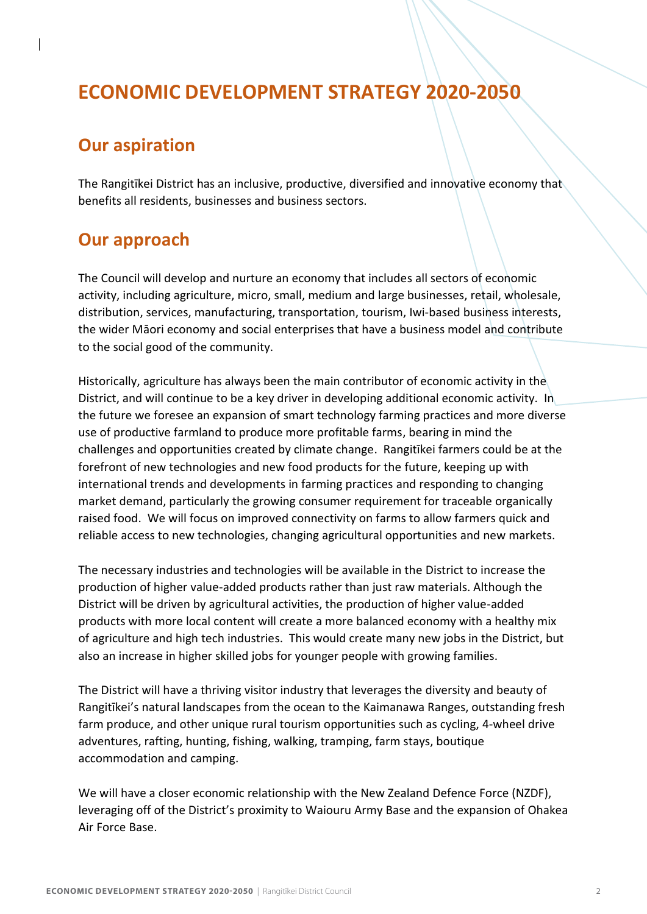# ECONOMIC DEVELOPMENT STRATEGY 2020-2050

## Our aspiration

The Rangitīkei District has an inclusive, productive, diversified and innovative economy that benefits all residents, businesses and business sectors.

## Our approach

The Council will develop and nurture an economy that includes all sectors of economic activity, including agriculture, micro, small, medium and large businesses, retail, wholesale, distribution, services, manufacturing, transportation, tourism, Iwi-based business interests, the wider Māori economy and social enterprises that have a business model and contribute to the social good of the community.

Historically, agriculture has always been the main contributor of economic activity in the District, and will continue to be a key driver in developing additional economic activity. In the future we foresee an expansion of smart technology farming practices and more diverse use of productive farmland to produce more profitable farms, bearing in mind the challenges and opportunities created by climate change. Rangitīkei farmers could be at the forefront of new technologies and new food products for the future, keeping up with international trends and developments in farming practices and responding to changing market demand, particularly the growing consumer requirement for traceable organically raised food. We will focus on improved connectivity on farms to allow farmers quick and reliable access to new technologies, changing agricultural opportunities and new markets.

The necessary industries and technologies will be available in the District to increase the production of higher value-added products rather than just raw materials. Although the District will be driven by agricultural activities, the production of higher value-added products with more local content will create a more balanced economy with a healthy mix of agriculture and high tech industries. This would create many new jobs in the District, but also an increase in higher skilled jobs for younger people with growing families.

The District will have a thriving visitor industry that leverages the diversity and beauty of Rangitīkei's natural landscapes from the ocean to the Kaimanawa Ranges, outstanding fresh farm produce, and other unique rural tourism opportunities such as cycling, 4-wheel drive adventures, rafting, hunting, fishing, walking, tramping, farm stays, boutique accommodation and camping.

We will have a closer economic relationship with the New Zealand Defence Force (NZDF), leveraging off of the District's proximity to Waiouru Army Base and the expansion of Ohakea Air Force Base.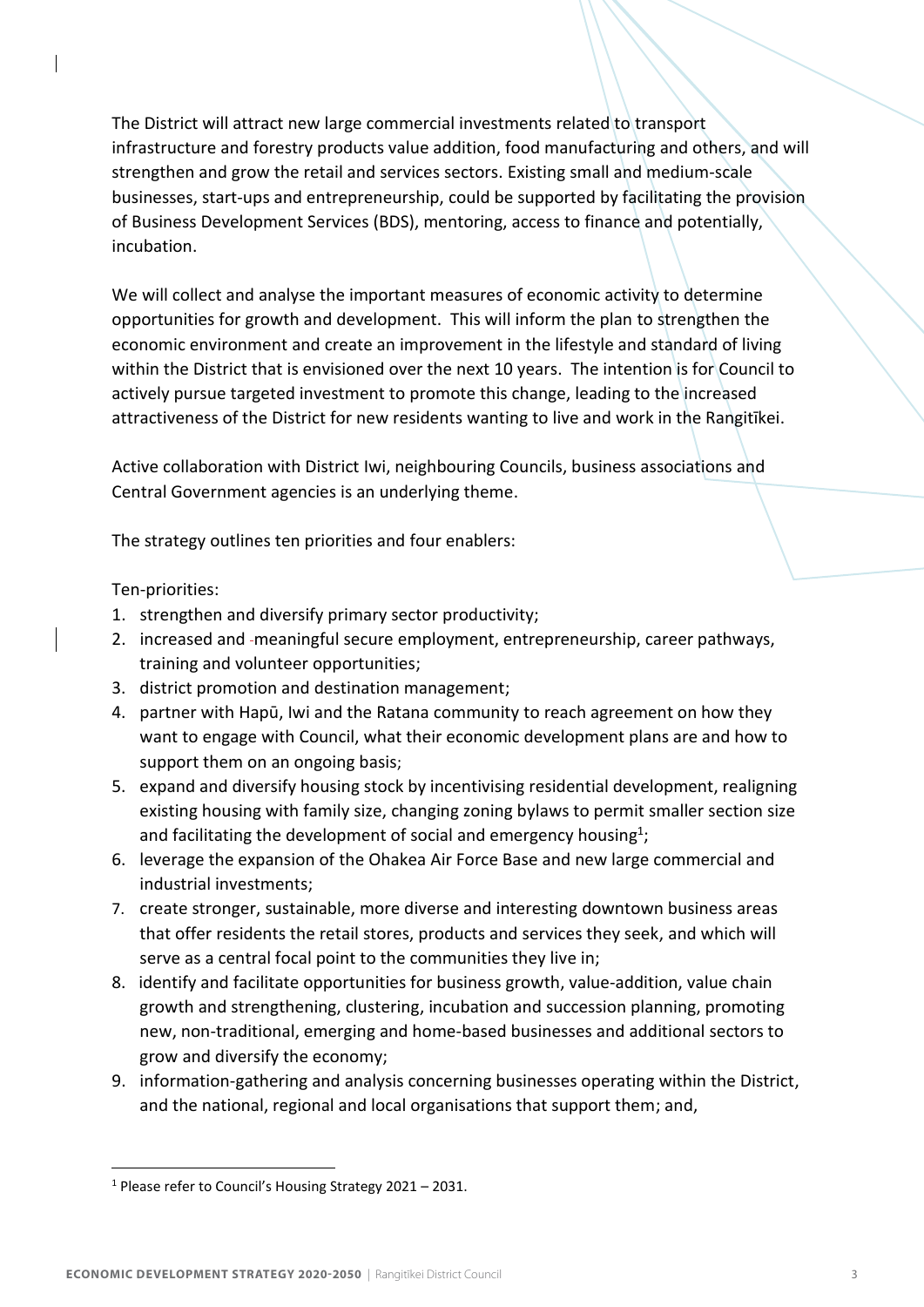The District will attract new large commercial investments related to transport infrastructure and forestry products value addition, food manufacturing and others, and will strengthen and grow the retail and services sectors. Existing small and medium-scale businesses, start-ups and entrepreneurship, could be supported by facilitating the provision of Business Development Services (BDS), mentoring, access to finance and potentially, incubation.

We will collect and analyse the important measures of economic activity to determine opportunities for growth and development. This will inform the plan to strengthen the economic environment and create an improvement in the lifestyle and standard of living within the District that is envisioned over the next 10 years. The intention is for Council to actively pursue targeted investment to promote this change, leading to the increased attractiveness of the District for new residents wanting to live and work in the Rangitīkei.

Active collaboration with District Iwi, neighbouring Councils, business associations and Central Government agencies is an underlying theme.

The strategy outlines ten priorities and four enablers:

Ten-priorities:

1. strengthen and diversify primary sector productivity;
2. increased and meaningful secure employment, entrepreneurship, career pathways, training and volunteer opportunities;
3. district promotion and destination management;
4. partner with Hapū, Iwi and the Ratana community to reach agreement on how they want to engage with Council, what their economic development plans are and how to support them on an ongoing basis;
5. expand and diversify housing stock by incentivising residential development, realigning existing housing with family size, changing zoning bylaws to permit smaller section size and facilitating the development of social and emergency housing[1];
6. leverage the expansion of the Ohakea Air Force Base and new large commercial and industrial investments;
7. create stronger, sustainable, more diverse and interesting downtown business areas that offer residents the retail stores, products and services they seek, and which will serve as a central focal point to the communities they live in;
8. identify and facilitate opportunities for business growth, value-addition, value chain growth and strengthening, clustering, incubation and succession planning, promoting new, non-traditional, emerging and home-based businesses and additional sectors to grow and diversify the economy;
9. information-gathering and analysis concerning businesses operating within the District, and the national, regional and local organisations that support them; and,

[1] Please refer to Council's Housing Strategy 2021 – 2031.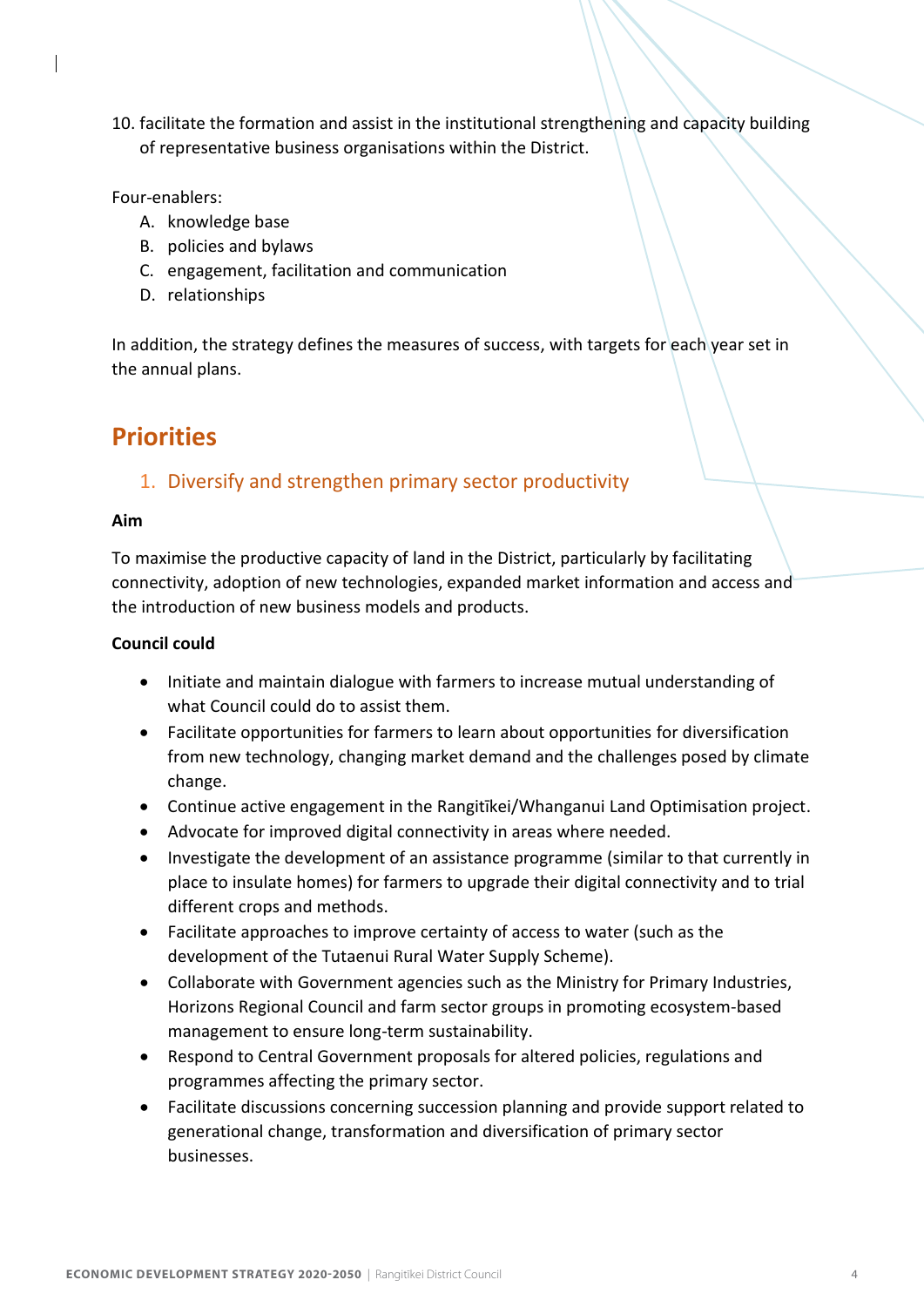10. facilitate the formation and assist in the institutional strengthening and capacity building of representative business organisations within the District.

Four-enablers:

A. knowledge base
B. policies and bylaws
C. engagement, facilitation and communication
D. relationships

In addition, the strategy defines the measures of success, with targets for each year set in the annual plans.

## Priorities

### 1. Diversify and strengthen primary sector productivity

**Aim**

To maximise the productive capacity of land in the District, particularly by facilitating connectivity, adoption of new technologies, expanded market information and access and the introduction of new business models and products.

**Council could**

- Initiate and maintain dialogue with farmers to increase mutual understanding of what Council could do to assist them.
- Facilitate opportunities for farmers to learn about opportunities for diversification from new technology, changing market demand and the challenges posed by climate change.
- Continue active engagement in the Rangitīkei/Whanganui Land Optimisation project.
- Advocate for improved digital connectivity in areas where needed.
- Investigate the development of an assistance programme (similar to that currently in place to insulate homes) for farmers to upgrade their digital connectivity and to trial different crops and methods.
- Facilitate approaches to improve certainty of access to water (such as the development of the Tutaenui Rural Water Supply Scheme).
- Collaborate with Government agencies such as the Ministry for Primary Industries, Horizons Regional Council and farm sector groups in promoting ecosystem-based management to ensure long-term sustainability.
- Respond to Central Government proposals for altered policies, regulations and programmes affecting the primary sector.
- Facilitate discussions concerning succession planning and provide support related to generational change, transformation and diversification of primary sector businesses.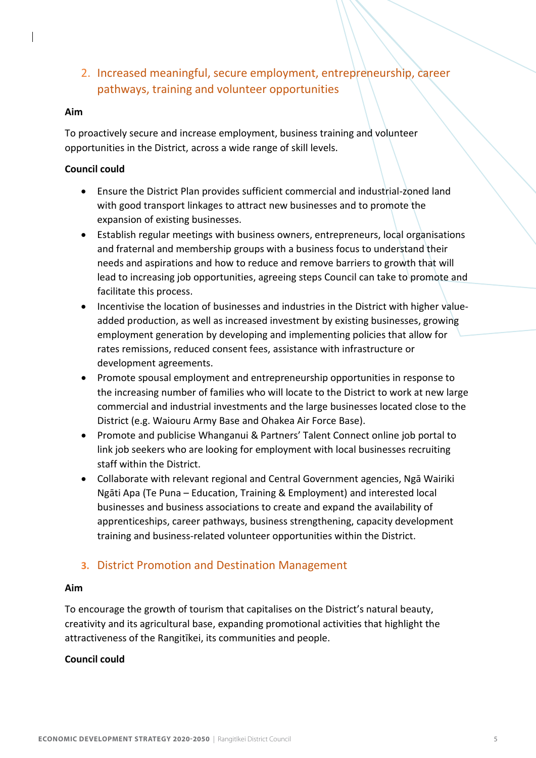## 2. Increased meaningful, secure employment, entrepreneurship, career pathways, training and volunteer opportunities

**Aim**

To proactively secure and increase employment, business training and volunteer opportunities in the District, across a wide range of skill levels.

**Council could**

- Ensure the District Plan provides sufficient commercial and industrial-zoned land with good transport linkages to attract new businesses and to promote the expansion of existing businesses.
- Establish regular meetings with business owners, entrepreneurs, local organisations and fraternal and membership groups with a business focus to understand their needs and aspirations and how to reduce and remove barriers to growth that will lead to increasing job opportunities, agreeing steps Council can take to promote and facilitate this process.
- Incentivise the location of businesses and industries in the District with higher value-added production, as well as increased investment by existing businesses, growing employment generation by developing and implementing policies that allow for rates remissions, reduced consent fees, assistance with infrastructure or development agreements.
- Promote spousal employment and entrepreneurship opportunities in response to the increasing number of families who will locate to the District to work at new large commercial and industrial investments and the large businesses located close to the District (e.g. Waiouru Army Base and Ohakea Air Force Base).
- Promote and publicise Whanganui & Partners' Talent Connect online job portal to link job seekers who are looking for employment with local businesses recruiting staff within the District.
- Collaborate with relevant regional and Central Government agencies, Ngā Wairiki Ngāti Apa (Te Puna – Education, Training & Employment) and interested local businesses and business associations to create and expand the availability of apprenticeships, career pathways, business strengthening, capacity development training and business-related volunteer opportunities within the District.

## 3. District Promotion and Destination Management

**Aim**

To encourage the growth of tourism that capitalises on the District's natural beauty, creativity and its agricultural base, expanding promotional activities that highlight the attractiveness of the Rangitīkei, its communities and people.

**Council could**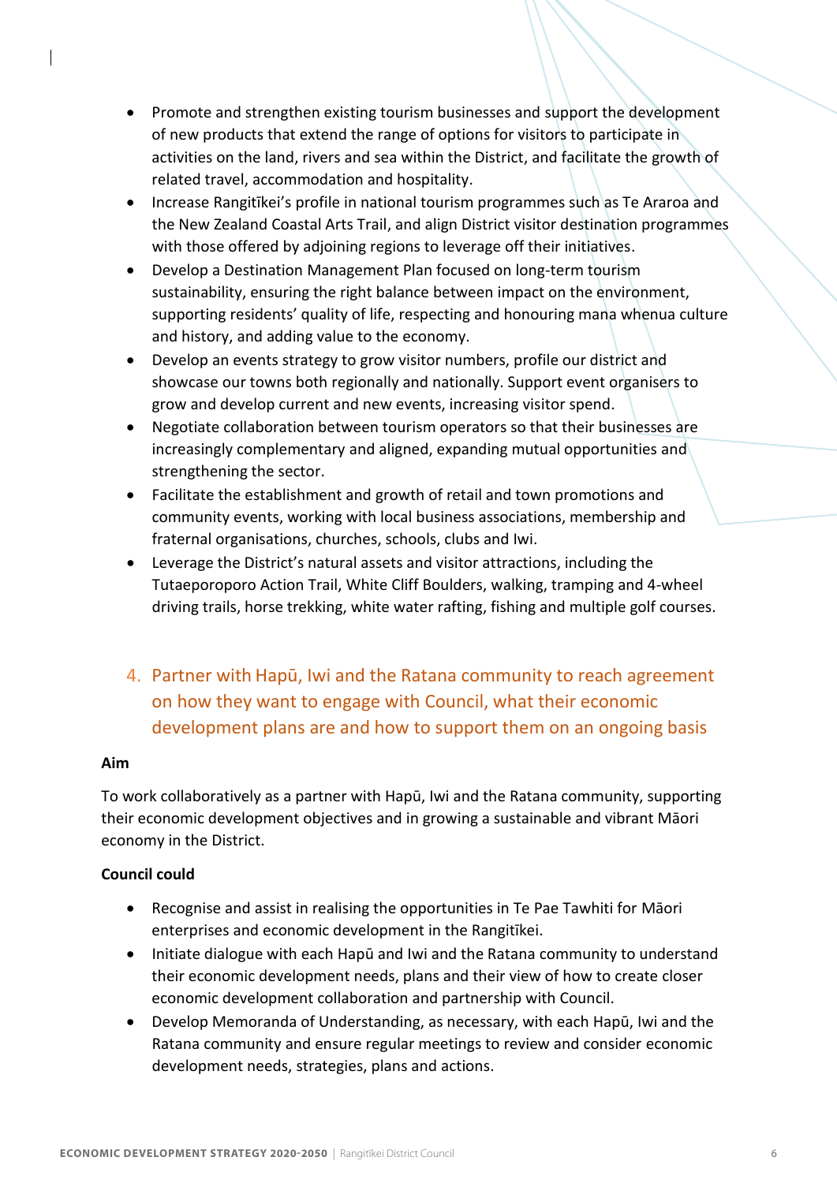- Promote and strengthen existing tourism businesses and support the development of new products that extend the range of options for visitors to participate in activities on the land, rivers and sea within the District, and facilitate the growth of related travel, accommodation and hospitality.
- Increase Rangitīkei's profile in national tourism programmes such as Te Araroa and the New Zealand Coastal Arts Trail, and align District visitor destination programmes with those offered by adjoining regions to leverage off their initiatives.
- Develop a Destination Management Plan focused on long-term tourism sustainability, ensuring the right balance between impact on the environment, supporting residents' quality of life, respecting and honouring mana whenua culture and history, and adding value to the economy.
- Develop an events strategy to grow visitor numbers, profile our district and showcase our towns both regionally and nationally. Support event organisers to grow and develop current and new events, increasing visitor spend.
- Negotiate collaboration between tourism operators so that their businesses are increasingly complementary and aligned, expanding mutual opportunities and strengthening the sector.
- Facilitate the establishment and growth of retail and town promotions and community events, working with local business associations, membership and fraternal organisations, churches, schools, clubs and Iwi.
- Leverage the District's natural assets and visitor attractions, including the Tutaeporoporo Action Trail, White Cliff Boulders, walking, tramping and 4-wheel driving trails, horse trekking, white water rafting, fishing and multiple golf courses.

## 4. Partner with Hapū, Iwi and the Ratana community to reach agreement on how they want to engage with Council, what their economic development plans are and how to support them on an ongoing basis

**Aim**

To work collaboratively as a partner with Hapū, Iwi and the Ratana community, supporting their economic development objectives and in growing a sustainable and vibrant Māori economy in the District.

**Council could**

- Recognise and assist in realising the opportunities in Te Pae Tawhiti for Māori enterprises and economic development in the Rangitīkei.
- Initiate dialogue with each Hapū and Iwi and the Ratana community to understand their economic development needs, plans and their view of how to create closer economic development collaboration and partnership with Council.
- Develop Memoranda of Understanding, as necessary, with each Hapū, Iwi and the Ratana community and ensure regular meetings to review and consider economic development needs, strategies, plans and actions.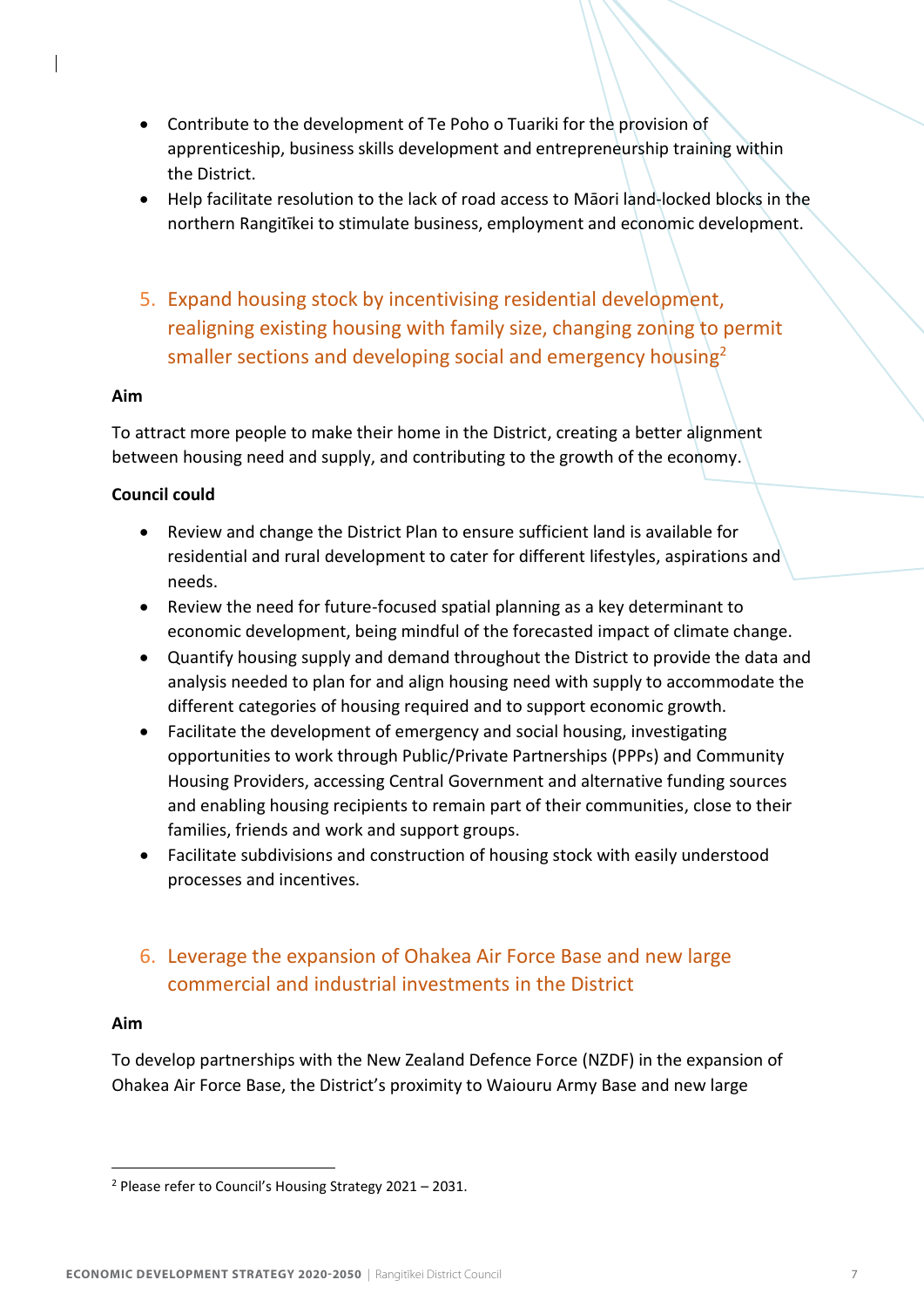- Contribute to the development of Te Poho o Tuariki for the provision of apprenticeship, business skills development and entrepreneurship training within the District.
- Help facilitate resolution to the lack of road access to Māori land-locked blocks in the northern Rangitīkei to stimulate business, employment and economic development.

## 5. Expand housing stock by incentivising residential development, realigning existing housing with family size, changing zoning to permit smaller sections and developing social and emergency housing[2]

**Aim**

To attract more people to make their home in the District, creating a better alignment between housing need and supply, and contributing to the growth of the economy.

**Council could**

- Review and change the District Plan to ensure sufficient land is available for residential and rural development to cater for different lifestyles, aspirations and needs.
- Review the need for future-focused spatial planning as a key determinant to economic development, being mindful of the forecasted impact of climate change.
- Quantify housing supply and demand throughout the District to provide the data and analysis needed to plan for and align housing need with supply to accommodate the different categories of housing required and to support economic growth.
- Facilitate the development of emergency and social housing, investigating opportunities to work through Public/Private Partnerships (PPPs) and Community Housing Providers, accessing Central Government and alternative funding sources and enabling housing recipients to remain part of their communities, close to their families, friends and work and support groups.
- Facilitate subdivisions and construction of housing stock with easily understood processes and incentives.

## 6. Leverage the expansion of Ohakea Air Force Base and new large commercial and industrial investments in the District

**Aim**

To develop partnerships with the New Zealand Defence Force (NZDF) in the expansion of Ohakea Air Force Base, the District's proximity to Waiouru Army Base and new large

---

[2] Please refer to Council's Housing Strategy 2021 – 2031.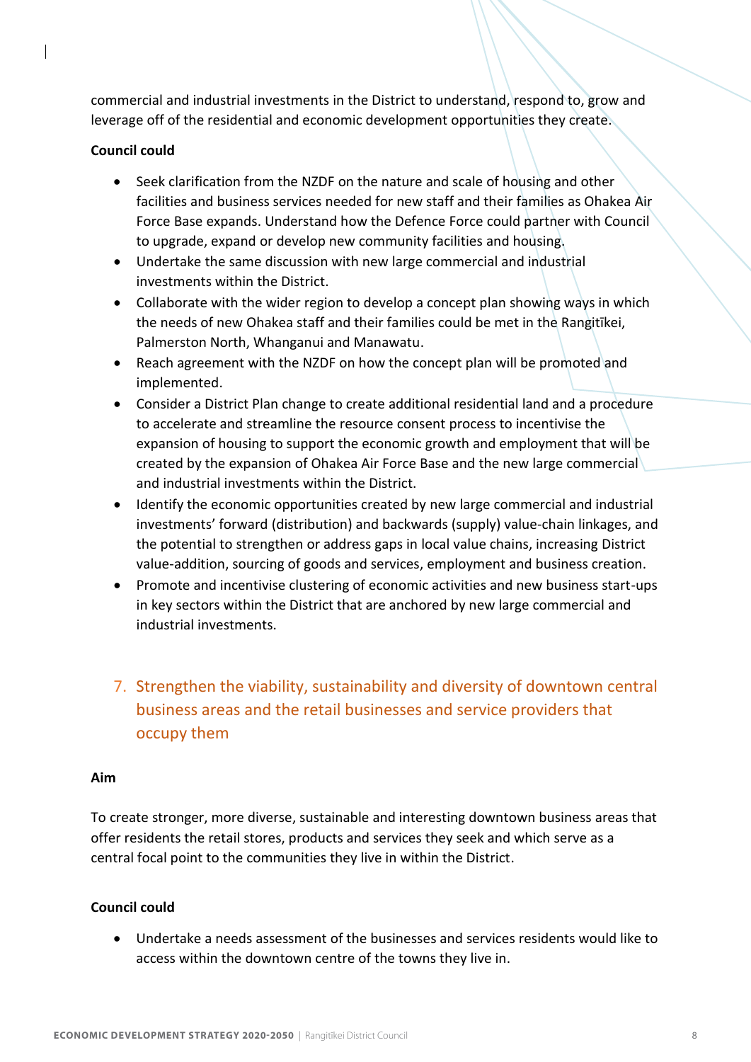commercial and industrial investments in the District to understand, respond to, grow and leverage off of the residential and economic development opportunities they create.

**Council could**

- Seek clarification from the NZDF on the nature and scale of housing and other facilities and business services needed for new staff and their families as Ohakea Air Force Base expands. Understand how the Defence Force could partner with Council to upgrade, expand or develop new community facilities and housing.
- Undertake the same discussion with new large commercial and industrial investments within the District.
- Collaborate with the wider region to develop a concept plan showing ways in which the needs of new Ohakea staff and their families could be met in the Rangitīkei, Palmerston North, Whanganui and Manawatu.
- Reach agreement with the NZDF on how the concept plan will be promoted and implemented.
- Consider a District Plan change to create additional residential land and a procedure to accelerate and streamline the resource consent process to incentivise the expansion of housing to support the economic growth and employment that will be created by the expansion of Ohakea Air Force Base and the new large commercial and industrial investments within the District.
- Identify the economic opportunities created by new large commercial and industrial investments' forward (distribution) and backwards (supply) value-chain linkages, and the potential to strengthen or address gaps in local value chains, increasing District value-addition, sourcing of goods and services, employment and business creation.
- Promote and incentivise clustering of economic activities and new business start-ups in key sectors within the District that are anchored by new large commercial and industrial investments.

## 7. Strengthen the viability, sustainability and diversity of downtown central business areas and the retail businesses and service providers that occupy them

**Aim**

To create stronger, more diverse, sustainable and interesting downtown business areas that offer residents the retail stores, products and services they seek and which serve as a central focal point to the communities they live in within the District.

**Council could**

- Undertake a needs assessment of the businesses and services residents would like to access within the downtown centre of the towns they live in.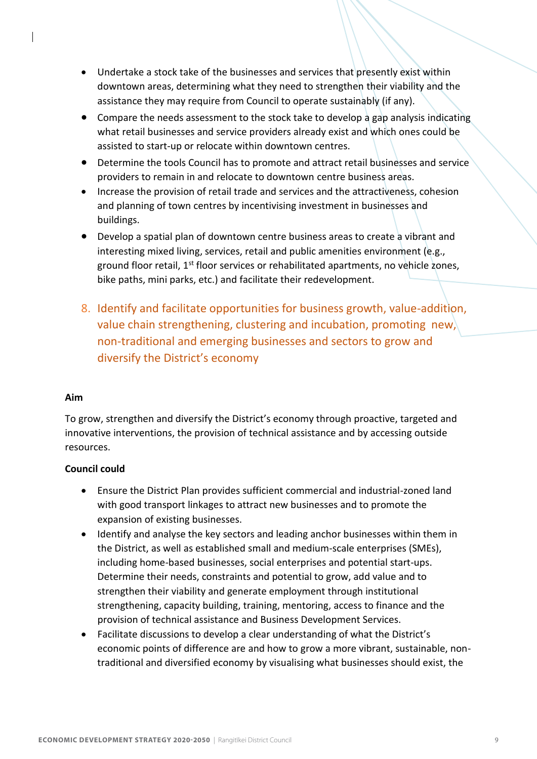- Undertake a stock take of the businesses and services that presently exist within downtown areas, determining what they need to strengthen their viability and the assistance they may require from Council to operate sustainably (if any).
- Compare the needs assessment to the stock take to develop a gap analysis indicating what retail businesses and service providers already exist and which ones could be assisted to start-up or relocate within downtown centres.
- Determine the tools Council has to promote and attract retail businesses and service providers to remain in and relocate to downtown centre business areas.
- Increase the provision of retail trade and services and the attractiveness, cohesion and planning of town centres by incentivising investment in businesses and buildings.
- Develop a spatial plan of downtown centre business areas to create a vibrant and interesting mixed living, services, retail and public amenities environment (e.g., ground floor retail, 1st floor services or rehabilitated apartments, no vehicle zones, bike paths, mini parks, etc.) and facilitate their redevelopment.

## 8. Identify and facilitate opportunities for business growth, value-addition, value chain strengthening, clustering and incubation, promoting new, non-traditional and emerging businesses and sectors to grow and diversify the District's economy

**Aim**

To grow, strengthen and diversify the District's economy through proactive, targeted and innovative interventions, the provision of technical assistance and by accessing outside resources.

**Council could**

- Ensure the District Plan provides sufficient commercial and industrial-zoned land with good transport linkages to attract new businesses and to promote the expansion of existing businesses.
- Identify and analyse the key sectors and leading anchor businesses within them in the District, as well as established small and medium-scale enterprises (SMEs), including home-based businesses, social enterprises and potential start-ups. Determine their needs, constraints and potential to grow, add value and to strengthen their viability and generate employment through institutional strengthening, capacity building, training, mentoring, access to finance and the provision of technical assistance and Business Development Services.
- Facilitate discussions to develop a clear understanding of what the District's economic points of difference are and how to grow a more vibrant, sustainable, non-traditional and diversified economy by visualising what businesses should exist, the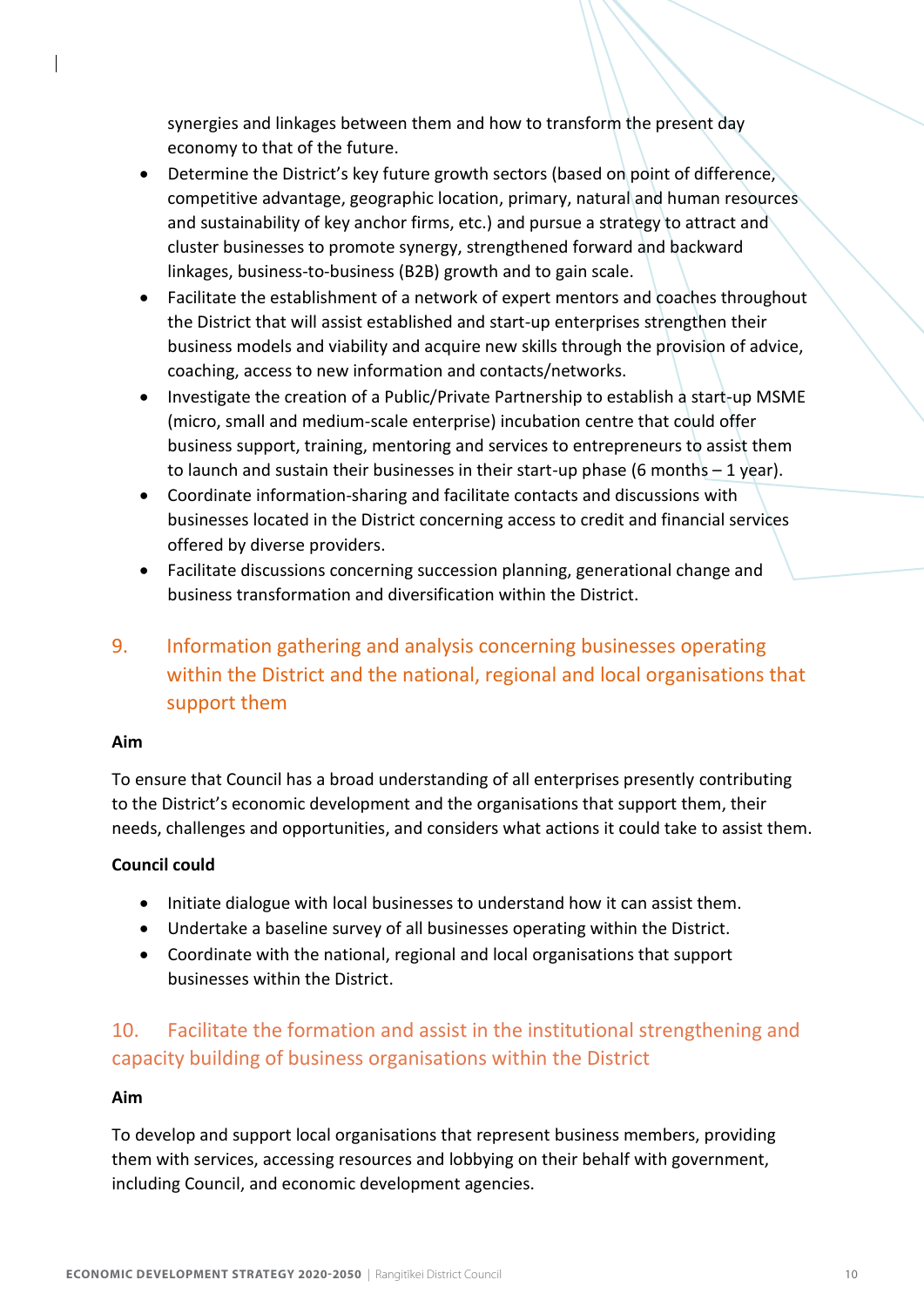synergies and linkages between them and how to transform the present day economy to that of the future.

- Determine the District's key future growth sectors (based on point of difference, competitive advantage, geographic location, primary, natural and human resources and sustainability of key anchor firms, etc.) and pursue a strategy to attract and cluster businesses to promote synergy, strengthened forward and backward linkages, business-to-business (B2B) growth and to gain scale.
- Facilitate the establishment of a network of expert mentors and coaches throughout the District that will assist established and start-up enterprises strengthen their business models and viability and acquire new skills through the provision of advice, coaching, access to new information and contacts/networks.
- Investigate the creation of a Public/Private Partnership to establish a start-up MSME (micro, small and medium-scale enterprise) incubation centre that could offer business support, training, mentoring and services to entrepreneurs to assist them to launch and sustain their businesses in their start-up phase (6 months – 1 year).
- Coordinate information-sharing and facilitate contacts and discussions with businesses located in the District concerning access to credit and financial services offered by diverse providers.
- Facilitate discussions concerning succession planning, generational change and business transformation and diversification within the District.

## 9. Information gathering and analysis concerning businesses operating within the District and the national, regional and local organisations that support them

**Aim**

To ensure that Council has a broad understanding of all enterprises presently contributing to the District's economic development and the organisations that support them, their needs, challenges and opportunities, and considers what actions it could take to assist them.

**Council could**

- Initiate dialogue with local businesses to understand how it can assist them.
- Undertake a baseline survey of all businesses operating within the District.
- Coordinate with the national, regional and local organisations that support businesses within the District.

## 10. Facilitate the formation and assist in the institutional strengthening and capacity building of business organisations within the District

**Aim**

To develop and support local organisations that represent business members, providing them with services, accessing resources and lobbying on their behalf with government, including Council, and economic development agencies.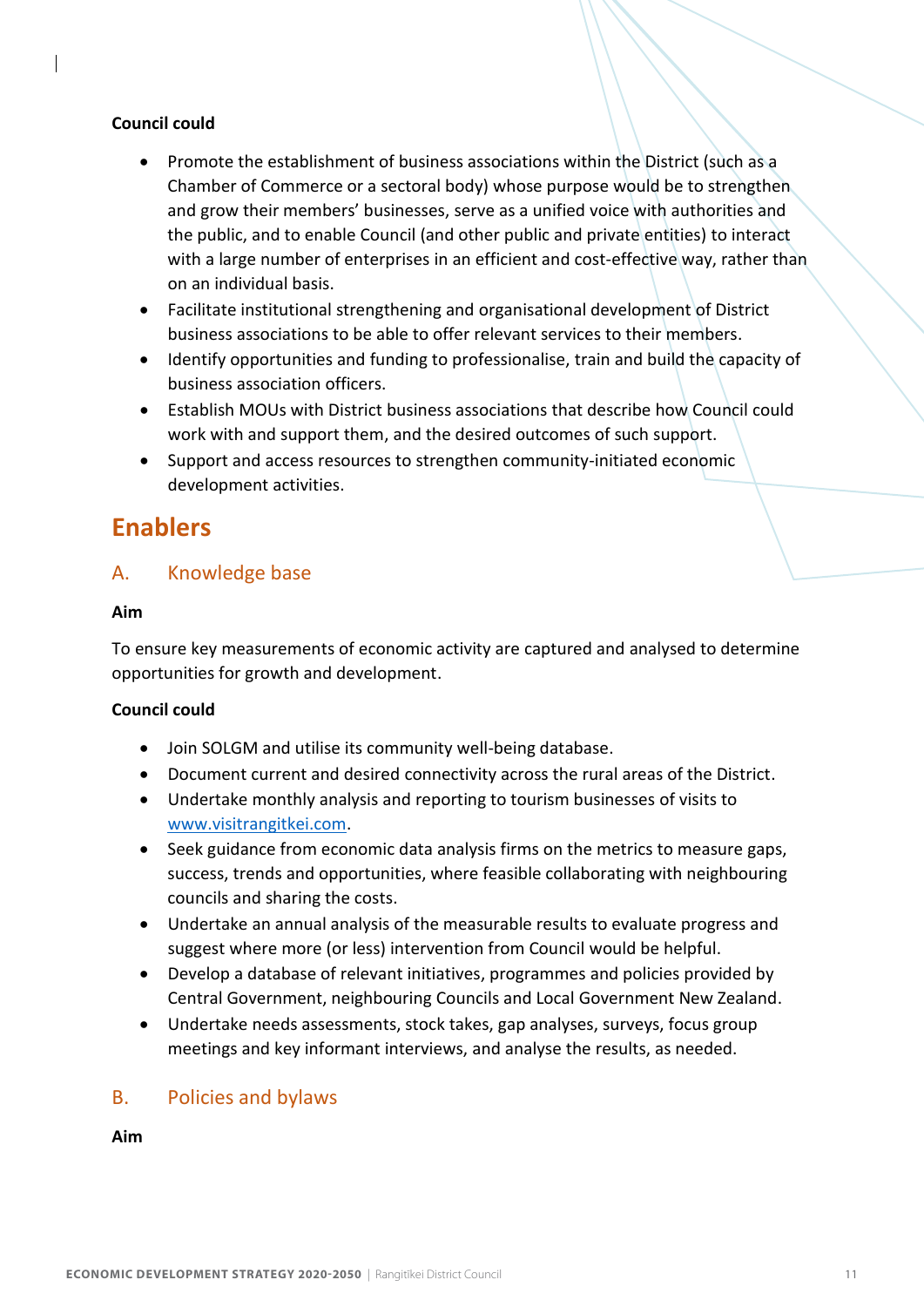**Council could**

- Promote the establishment of business associations within the District (such as a Chamber of Commerce or a sectoral body) whose purpose would be to strengthen and grow their members' businesses, serve as a unified voice with authorities and the public, and to enable Council (and other public and private entities) to interact with a large number of enterprises in an efficient and cost-effective way, rather than on an individual basis.
- Facilitate institutional strengthening and organisational development of District business associations to be able to offer relevant services to their members.
- Identify opportunities and funding to professionalise, train and build the capacity of business association officers.
- Establish MOUs with District business associations that describe how Council could work with and support them, and the desired outcomes of such support.
- Support and access resources to strengthen community-initiated economic development activities.

# Enablers

## A. Knowledge base

**Aim**

To ensure key measurements of economic activity are captured and analysed to determine opportunities for growth and development.

**Council could**

- Join SOLGM and utilise its community well-being database.
- Document current and desired connectivity across the rural areas of the District.
- Undertake monthly analysis and reporting to tourism businesses of visits to [www.visitrangitkei.com](www.visitrangitkei.com).
- Seek guidance from economic data analysis firms on the metrics to measure gaps, success, trends and opportunities, where feasible collaborating with neighbouring councils and sharing the costs.
- Undertake an annual analysis of the measurable results to evaluate progress and suggest where more (or less) intervention from Council would be helpful.
- Develop a database of relevant initiatives, programmes and policies provided by Central Government, neighbouring Councils and Local Government New Zealand.
- Undertake needs assessments, stock takes, gap analyses, surveys, focus group meetings and key informant interviews, and analyse the results, as needed.

## B. Policies and bylaws

**Aim**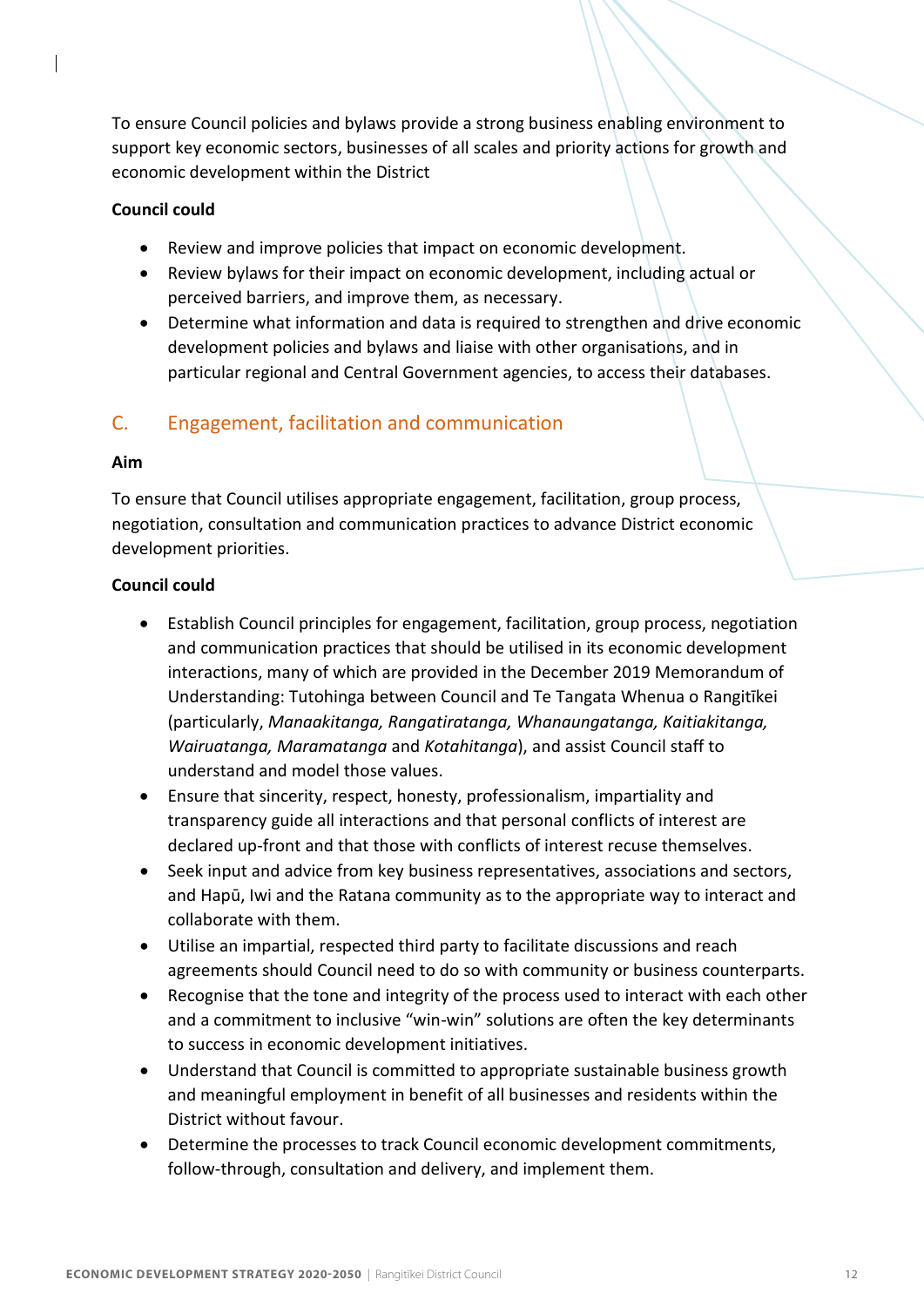To ensure Council policies and bylaws provide a strong business enabling environment to support key economic sectors, businesses of all scales and priority actions for growth and economic development within the District

**Council could**

- Review and improve policies that impact on economic development.
- Review bylaws for their impact on economic development, including actual or perceived barriers, and improve them, as necessary.
- Determine what information and data is required to strengthen and drive economic development policies and bylaws and liaise with other organisations, and in particular regional and Central Government agencies, to access their databases.

## C. Engagement, facilitation and communication

**Aim**

To ensure that Council utilises appropriate engagement, facilitation, group process, negotiation, consultation and communication practices to advance District economic development priorities.

**Council could**

- Establish Council principles for engagement, facilitation, group process, negotiation and communication practices that should be utilised in its economic development interactions, many of which are provided in the December 2019 Memorandum of Understanding: Tutohinga between Council and Te Tangata Whenua o Rangitīkei (particularly, *Manaakitanga, Rangatiratanga, Whanaungatanga, Kaitiakitanga, Wairuatanga, Maramatanga* and *Kotahitanga*), and assist Council staff to understand and model those values.
- Ensure that sincerity, respect, honesty, professionalism, impartiality and transparency guide all interactions and that personal conflicts of interest are declared up-front and that those with conflicts of interest recuse themselves.
- Seek input and advice from key business representatives, associations and sectors, and Hapū, Iwi and the Ratana community as to the appropriate way to interact and collaborate with them.
- Utilise an impartial, respected third party to facilitate discussions and reach agreements should Council need to do so with community or business counterparts.
- Recognise that the tone and integrity of the process used to interact with each other and a commitment to inclusive "win-win" solutions are often the key determinants to success in economic development initiatives.
- Understand that Council is committed to appropriate sustainable business growth and meaningful employment in benefit of all businesses and residents within the District without favour.
- Determine the processes to track Council economic development commitments, follow-through, consultation and delivery, and implement them.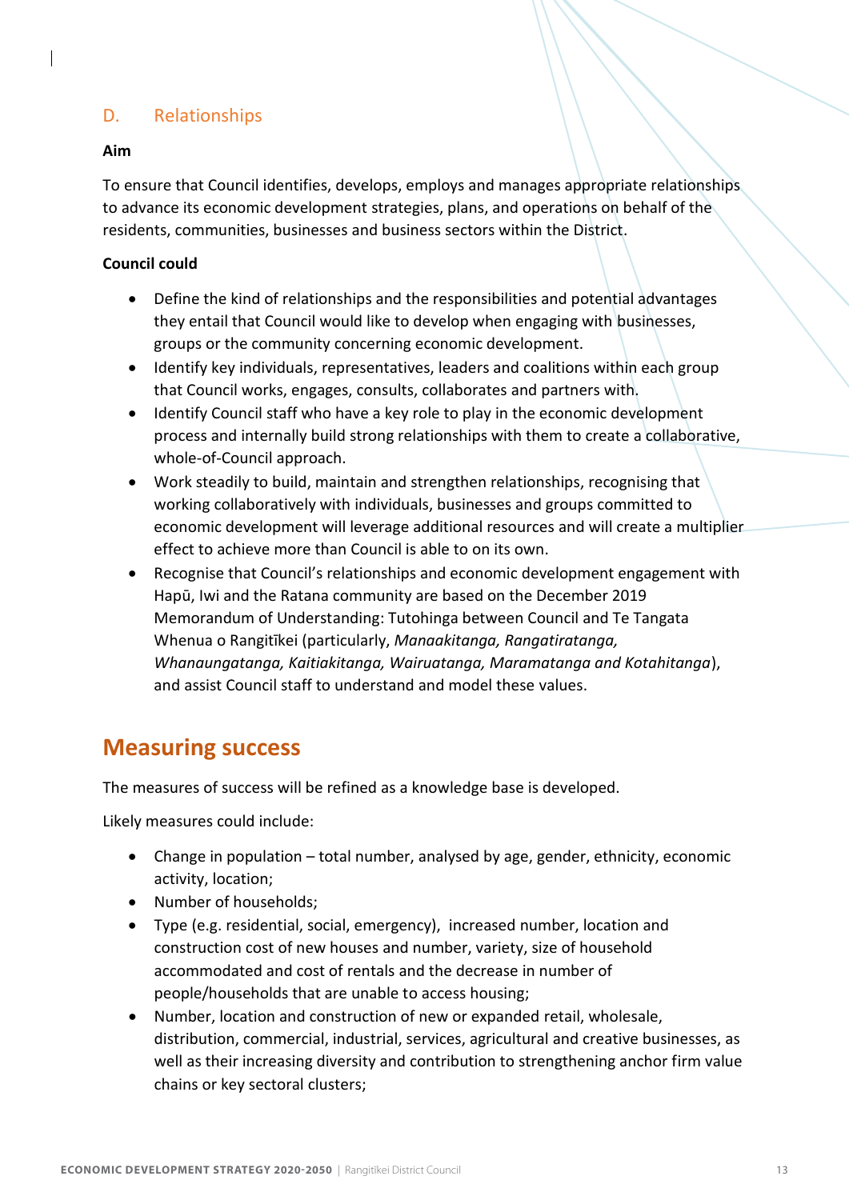### D. Relationships

**Aim**

To ensure that Council identifies, develops, employs and manages appropriate relationships to advance its economic development strategies, plans, and operations on behalf of the residents, communities, businesses and business sectors within the District.

**Council could**

- Define the kind of relationships and the responsibilities and potential advantages they entail that Council would like to develop when engaging with businesses, groups or the community concerning economic development.
- Identify key individuals, representatives, leaders and coalitions within each group that Council works, engages, consults, collaborates and partners with.
- Identify Council staff who have a key role to play in the economic development process and internally build strong relationships with them to create a collaborative, whole-of-Council approach.
- Work steadily to build, maintain and strengthen relationships, recognising that working collaboratively with individuals, businesses and groups committed to economic development will leverage additional resources and will create a multiplier effect to achieve more than Council is able to on its own.
- Recognise that Council's relationships and economic development engagement with Hapū, Iwi and the Ratana community are based on the December 2019 Memorandum of Understanding: Tutohinga between Council and Te Tangata Whenua o Rangitīkei (particularly, *Manaakitanga, Rangatiratanga, Whanaungatanga, Kaitiakitanga, Wairuatanga, Maramatanga and Kotahitanga*), and assist Council staff to understand and model these values.

## Measuring success

The measures of success will be refined as a knowledge base is developed.

Likely measures could include:

- Change in population – total number, analysed by age, gender, ethnicity, economic activity, location;
- Number of households;
- Type (e.g. residential, social, emergency), increased number, location and construction cost of new houses and number, variety, size of household accommodated and cost of rentals and the decrease in number of people/households that are unable to access housing;
- Number, location and construction of new or expanded retail, wholesale, distribution, commercial, industrial, services, agricultural and creative businesses, as well as their increasing diversity and contribution to strengthening anchor firm value chains or key sectoral clusters;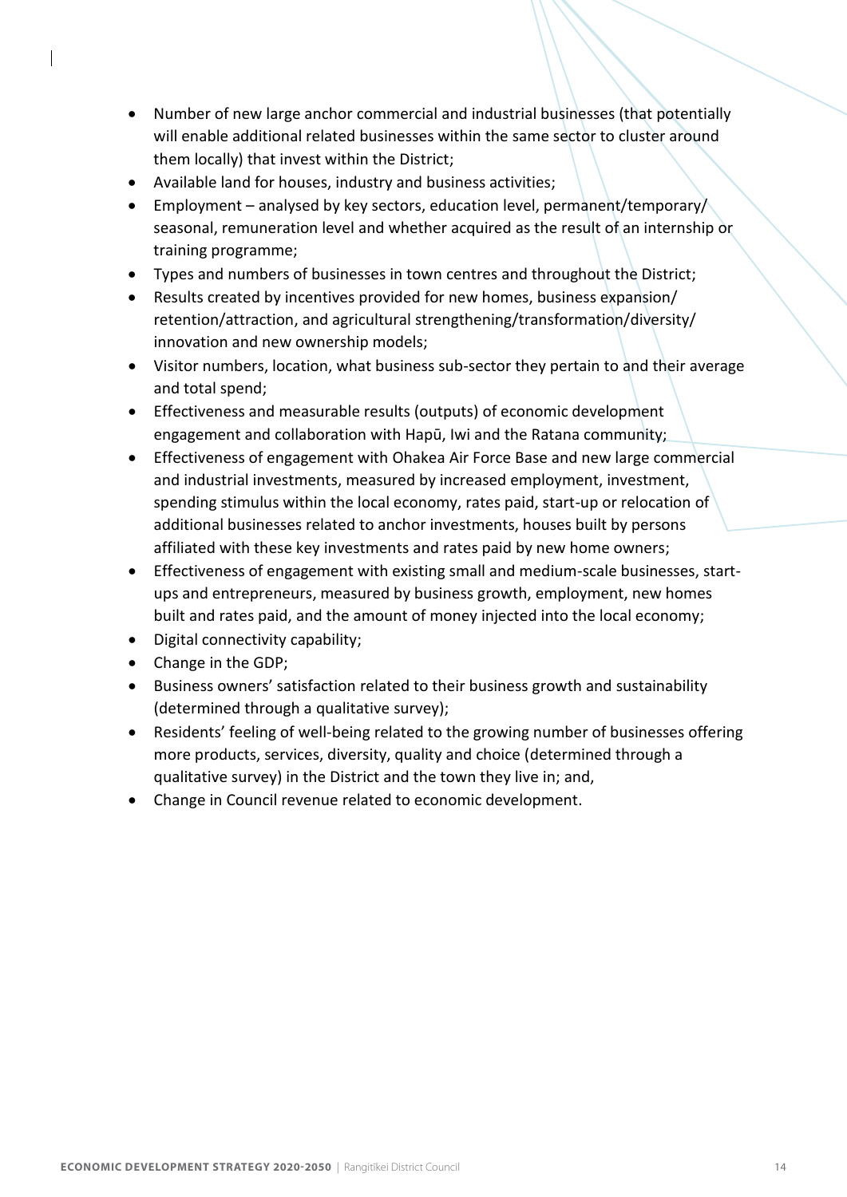- Number of new large anchor commercial and industrial businesses (that potentially will enable additional related businesses within the same sector to cluster around them locally) that invest within the District;
- Available land for houses, industry and business activities;
- Employment – analysed by key sectors, education level, permanent/temporary/seasonal, remuneration level and whether acquired as the result of an internship or training programme;
- Types and numbers of businesses in town centres and throughout the District;
- Results created by incentives provided for new homes, business expansion/retention/attraction, and agricultural strengthening/transformation/diversity/innovation and new ownership models;
- Visitor numbers, location, what business sub-sector they pertain to and their average and total spend;
- Effectiveness and measurable results (outputs) of economic development engagement and collaboration with Hapū, Iwi and the Ratana community;
- Effectiveness of engagement with Ohakea Air Force Base and new large commercial and industrial investments, measured by increased employment, investment, spending stimulus within the local economy, rates paid, start-up or relocation of additional businesses related to anchor investments, houses built by persons affiliated with these key investments and rates paid by new home owners;
- Effectiveness of engagement with existing small and medium-scale businesses, start-ups and entrepreneurs, measured by business growth, employment, new homes built and rates paid, and the amount of money injected into the local economy;
- Digital connectivity capability;
- Change in the GDP;
- Business owners' satisfaction related to their business growth and sustainability (determined through a qualitative survey);
- Residents' feeling of well-being related to the growing number of businesses offering more products, services, diversity, quality and choice (determined through a qualitative survey) in the District and the town they live in; and,
- Change in Council revenue related to economic development.